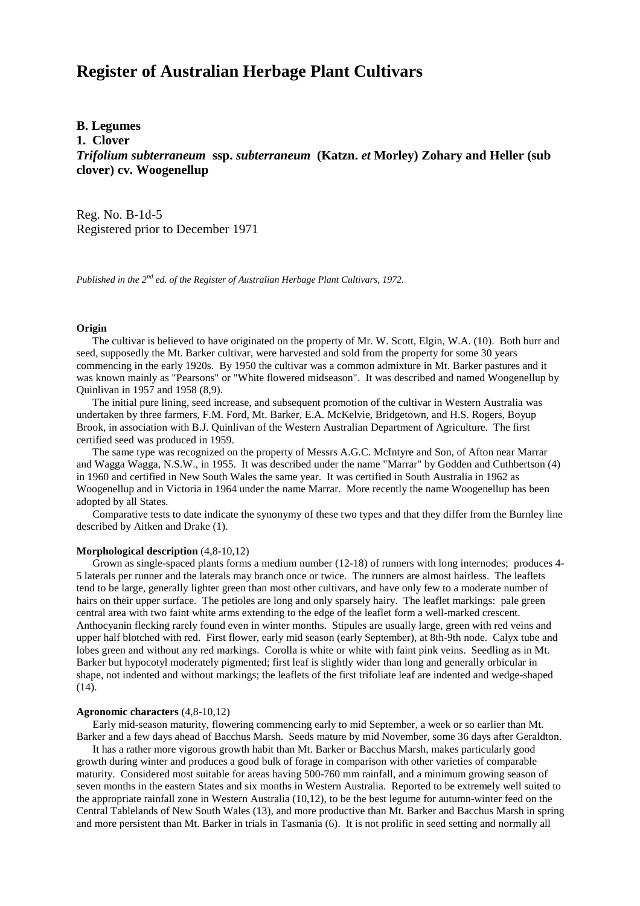# Register of Australian Herbage Plant Cultivars

**B. Legumes**
**1. Clover**
***Trifolium subterraneum* ssp. *subterraneum* (Katzn. *et* Morley) Zohary and Heller (sub clover) cv. Woogenellup**

Reg. No. B-1d-5
Registered prior to December 1971

*Published in the 2nd ed. of the Register of Australian Herbage Plant Cultivars, 1972.*

**Origin**

The cultivar is believed to have originated on the property of Mr. W. Scott, Elgin, W.A. (10). Both burr and seed, supposedly the Mt. Barker cultivar, were harvested and sold from the property for some 30 years commencing in the early 1920s. By 1950 the cultivar was a common admixture in Mt. Barker pastures and it was known mainly as "Pearsons" or "White flowered midseason". It was described and named Woogenellup by Quinlivan in 1957 and 1958 (8,9).

The initial pure lining, seed increase, and subsequent promotion of the cultivar in Western Australia was undertaken by three farmers, F.M. Ford, Mt. Barker, E.A. McKelvie, Bridgetown, and H.S. Rogers, Boyup Brook, in association with B.J. Quinlivan of the Western Australian Department of Agriculture. The first certified seed was produced in 1959.

The same type was recognized on the property of Messrs A.G.C. McIntyre and Son, of Afton near Marrar and Wagga Wagga, N.S.W., in 1955. It was described under the name "Marrar" by Godden and Cuthbertson (4) in 1960 and certified in New South Wales the same year. It was certified in South Australia in 1962 as Woogenellup and in Victoria in 1964 under the name Marrar. More recently the name Woogenellup has been adopted by all States.

Comparative tests to date indicate the synonymy of these two types and that they differ from the Burnley line described by Aitken and Drake (1).

**Morphological description** (4,8-10,12)

Grown as single-spaced plants forms a medium number (12-18) of runners with long internodes; produces 4-5 laterals per runner and the laterals may branch once or twice. The runners are almost hairless. The leaflets tend to be large, generally lighter green than most other cultivars, and have only few to a moderate number of hairs on their upper surface. The petioles are long and only sparsely hairy. The leaflet markings: pale green central area with two faint white arms extending to the edge of the leaflet form a well-marked crescent. Anthocyanin flecking rarely found even in winter months. Stipules are usually large, green with red veins and upper half blotched with red. First flower, early mid season (early September), at 8th-9th node. Calyx tube and lobes green and without any red markings. Corolla is white or white with faint pink veins. Seedling as in Mt. Barker but hypocotyl moderately pigmented; first leaf is slightly wider than long and generally orbicular in shape, not indented and without markings; the leaflets of the first trifoliate leaf are indented and wedge-shaped (14).

**Agronomic characters** (4,8-10,12)

Early mid-season maturity, flowering commencing early to mid September, a week or so earlier than Mt. Barker and a few days ahead of Bacchus Marsh. Seeds mature by mid November, some 36 days after Geraldton.

It has a rather more vigorous growth habit than Mt. Barker or Bacchus Marsh, makes particularly good growth during winter and produces a good bulk of forage in comparison with other varieties of comparable maturity. Considered most suitable for areas having 500-760 mm rainfall, and a minimum growing season of seven months in the eastern States and six months in Western Australia. Reported to be extremely well suited to the appropriate rainfall zone in Western Australia (10,12), to be the best legume for autumn-winter feed on the Central Tablelands of New South Wales (13), and more productive than Mt. Barker and Bacchus Marsh in spring and more persistent than Mt. Barker in trials in Tasmania (6). It is not prolific in seed setting and normally all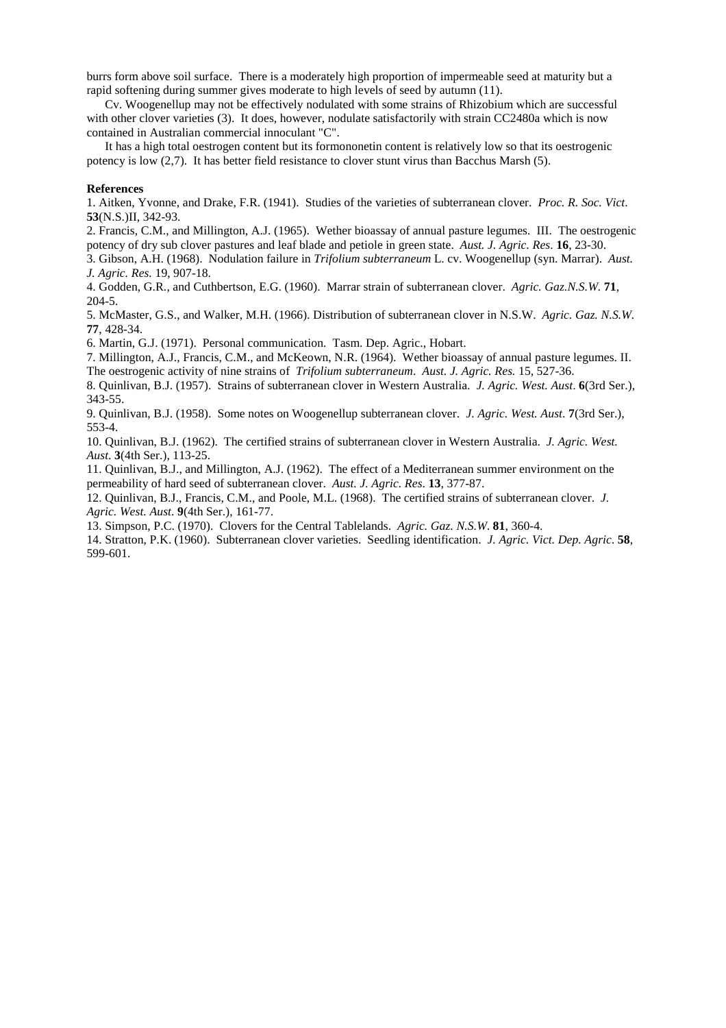burrs form above soil surface. There is a moderately high proportion of impermeable seed at maturity but a rapid softening during summer gives moderate to high levels of seed by autumn (11).

Cv. Woogenellup may not be effectively nodulated with some strains of Rhizobium which are successful with other clover varieties (3). It does, however, nodulate satisfactorily with strain CC2480a which is now contained in Australian commercial innoculant "C".

It has a high total oestrogen content but its formononetin content is relatively low so that its oestrogenic potency is low (2,7). It has better field resistance to clover stunt virus than Bacchus Marsh (5).

**References**

1. Aitken, Yvonne, and Drake, F.R. (1941). Studies of the varieties of subterranean clover. *Proc. R. Soc. Vict.* **53**(N.S.)II, 342-93.

2. Francis, C.M., and Millington, A.J. (1965). Wether bioassay of annual pasture legumes. III. The oestrogenic potency of dry sub clover pastures and leaf blade and petiole in green state. *Aust. J. Agric. Res*. **16**, 23-30.

3. Gibson, A.H. (1968). Nodulation failure in *Trifolium subterraneum* L. cv. Woogenellup (syn. Marrar). *Aust. J. Agric. Res.* 19, 907-18.

4. Godden, G.R., and Cuthbertson, E.G. (1960). Marrar strain of subterranean clover. *Agric. Gaz.N.S.W.* **71**, 204-5.

5. McMaster, G.S., and Walker, M.H. (1966). Distribution of subterranean clover in N.S.W. *Agric. Gaz. N.S.W.* **77**, 428-34.

6. Martin, G.J. (1971). Personal communication. Tasm. Dep. Agric., Hobart.

7. Millington, A.J., Francis, C.M., and McKeown, N.R. (1964). Wether bioassay of annual pasture legumes. II. The oestrogenic activity of nine strains of *Trifolium subterraneum*. *Aust. J. Agric. Res.* 15, 527-36.

8. Quinlivan, B.J. (1957). Strains of subterranean clover in Western Australia. *J. Agric. West. Aust*. **6**(3rd Ser.), 343-55.

9. Quinlivan, B.J. (1958). Some notes on Woogenellup subterranean clover. *J. Agric. West. Aust*. **7**(3rd Ser.), 553-4.

10. Quinlivan, B.J. (1962). The certified strains of subterranean clover in Western Australia. *J. Agric. West. Aust.* **3**(4th Ser.), 113-25.

11. Quinlivan, B.J., and Millington, A.J. (1962). The effect of a Mediterranean summer environment on the permeability of hard seed of subterranean clover. *Aust. J. Agric. Res*. **13**, 377-87.

12. Quinlivan, B.J., Francis, C.M., and Poole, M.L. (1968). The certified strains of subterranean clover. *J. Agric. West. Aust*. **9**(4th Ser.), 161-77.

13. Simpson, P.C. (1970). Clovers for the Central Tablelands. *Agric. Gaz. N.S.W*. **81**, 360-4.

14. Stratton, P.K. (1960). Subterranean clover varieties. Seedling identification. *J. Agric. Vict. Dep. Agric*. **58**, 599-601.